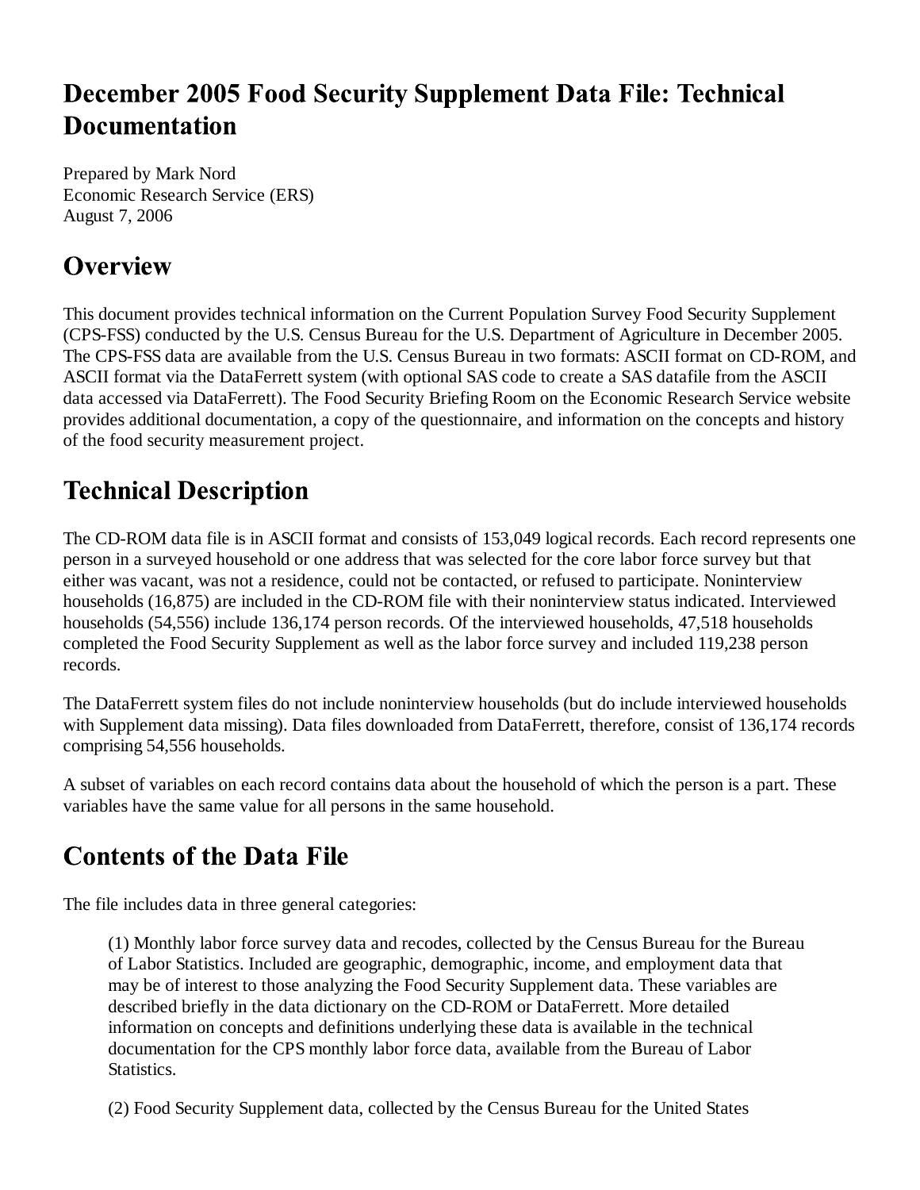# December 2005 Food Security Supplement Data File: Technical Documentation

Prepared by Mark Nord
Economic Research Service (ERS)
August 7, 2006

## Overview

This document provides technical information on the Current Population Survey Food Security Supplement (CPS-FSS) conducted by the U.S. Census Bureau for the U.S. Department of Agriculture in December 2005. The CPS-FSS data are available from the U.S. Census Bureau in two formats: ASCII format on CD-ROM, and ASCII format via the DataFerrett system (with optional SAS code to create a SAS datafile from the ASCII data accessed via DataFerrett). The Food Security Briefing Room on the Economic Research Service website provides additional documentation, a copy of the questionnaire, and information on the concepts and history of the food security measurement project.

## Technical Description

The CD-ROM data file is in ASCII format and consists of 153,049 logical records. Each record represents one person in a surveyed household or one address that was selected for the core labor force survey but that either was vacant, was not a residence, could not be contacted, or refused to participate. Noninterview households (16,875) are included in the CD-ROM file with their noninterview status indicated. Interviewed households (54,556) include 136,174 person records. Of the interviewed households, 47,518 households completed the Food Security Supplement as well as the labor force survey and included 119,238 person records.

The DataFerrett system files do not include noninterview households (but do include interviewed households with Supplement data missing). Data files downloaded from DataFerrett, therefore, consist of 136,174 records comprising 54,556 households.

A subset of variables on each record contains data about the household of which the person is a part. These variables have the same value for all persons in the same household.

## Contents of the Data File

The file includes data in three general categories:

> (1) Monthly labor force survey data and recodes, collected by the Census Bureau for the Bureau of Labor Statistics. Included are geographic, demographic, income, and employment data that may be of interest to those analyzing the Food Security Supplement data. These variables are described briefly in the data dictionary on the CD-ROM or DataFerrett. More detailed information on concepts and definitions underlying these data is available in the technical documentation for the CPS monthly labor force data, available from the Bureau of Labor Statistics.
>
> (2) Food Security Supplement data, collected by the Census Bureau for the United States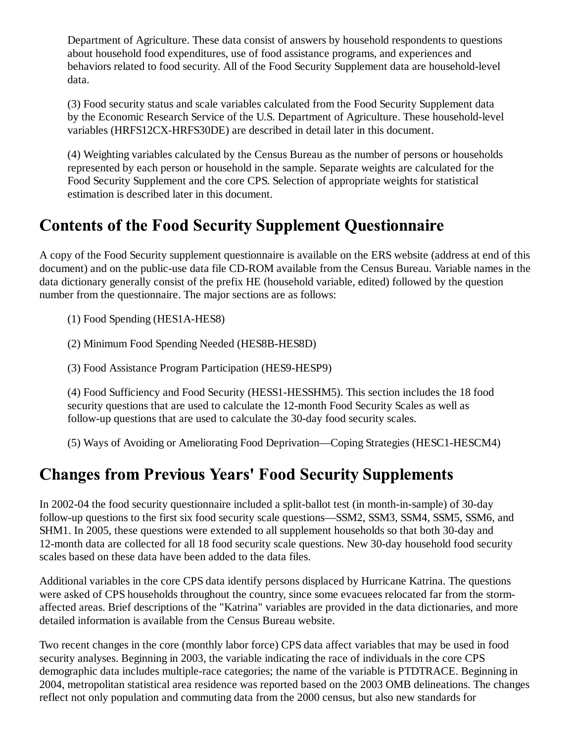Department of Agriculture. These data consist of answers by household respondents to questions about household food expenditures, use of food assistance programs, and experiences and behaviors related to food security. All of the Food Security Supplement data are household-level data.

(3) Food security status and scale variables calculated from the Food Security Supplement data by the Economic Research Service of the U.S. Department of Agriculture. These household-level variables (HRFS12CX-HRFS30DE) are described in detail later in this document.

(4) Weighting variables calculated by the Census Bureau as the number of persons or households represented by each person or household in the sample. Separate weights are calculated for the Food Security Supplement and the core CPS. Selection of appropriate weights for statistical estimation is described later in this document.

## Contents of the Food Security Supplement Questionnaire

A copy of the Food Security supplement questionnaire is available on the ERS website (address at end of this document) and on the public-use data file CD-ROM available from the Census Bureau. Variable names in the data dictionary generally consist of the prefix HE (household variable, edited) followed by the question number from the questionnaire. The major sections are as follows:

(1) Food Spending (HES1A-HES8)

(2) Minimum Food Spending Needed (HES8B-HES8D)

(3) Food Assistance Program Participation (HES9-HESP9)

(4) Food Sufficiency and Food Security (HESS1-HESSHM5). This section includes the 18 food security questions that are used to calculate the 12-month Food Security Scales as well as follow-up questions that are used to calculate the 30-day food security scales.

(5) Ways of Avoiding or Ameliorating Food Deprivation—Coping Strategies (HESC1-HESCM4)

## Changes from Previous Years' Food Security Supplements

In 2002-04 the food security questionnaire included a split-ballot test (in month-in-sample) of 30-day follow-up questions to the first six food security scale questions—SSM2, SSM3, SSM4, SSM5, SSM6, and SHM1. In 2005, these questions were extended to all supplement households so that both 30-day and 12-month data are collected for all 18 food security scale questions. New 30-day household food security scales based on these data have been added to the data files.

Additional variables in the core CPS data identify persons displaced by Hurricane Katrina. The questions were asked of CPS households throughout the country, since some evacuees relocated far from the storm-affected areas. Brief descriptions of the "Katrina" variables are provided in the data dictionaries, and more detailed information is available from the Census Bureau website.

Two recent changes in the core (monthly labor force) CPS data affect variables that may be used in food security analyses. Beginning in 2003, the variable indicating the race of individuals in the core CPS demographic data includes multiple-race categories; the name of the variable is PTDTRACE. Beginning in 2004, metropolitan statistical area residence was reported based on the 2003 OMB delineations. The changes reflect not only population and commuting data from the 2000 census, but also new standards for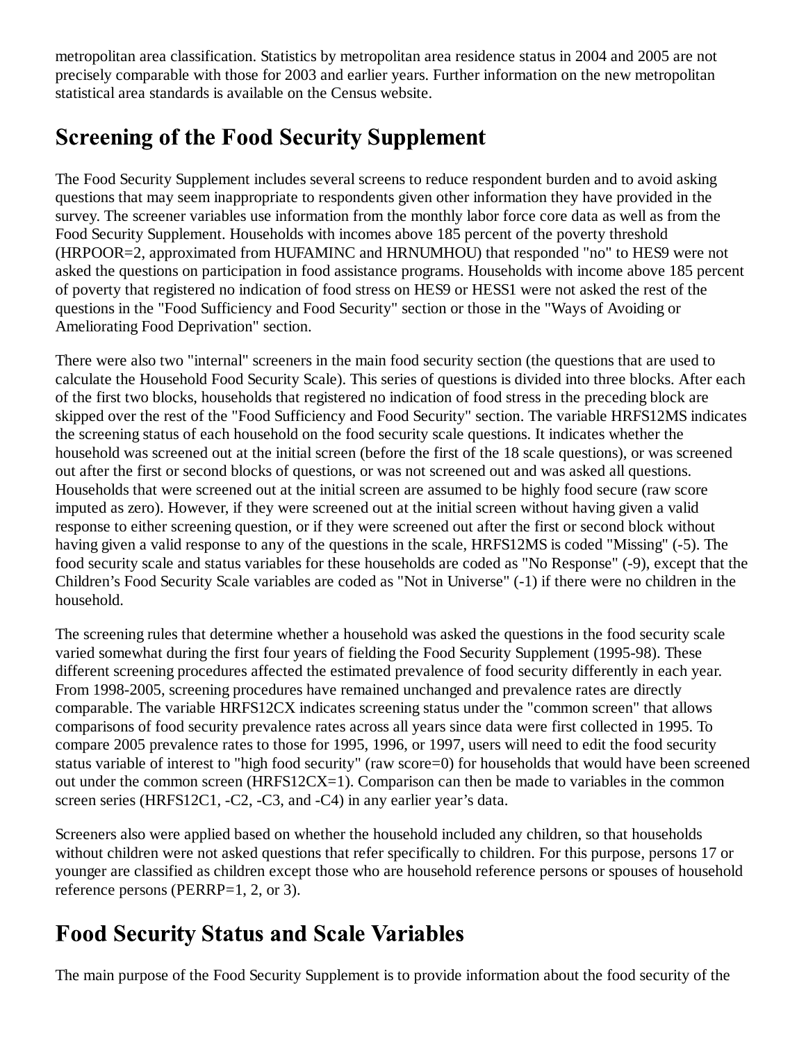metropolitan area classification. Statistics by metropolitan area residence status in 2004 and 2005 are not precisely comparable with those for 2003 and earlier years. Further information on the new metropolitan statistical area standards is available on the Census website.

## Screening of the Food Security Supplement

The Food Security Supplement includes several screens to reduce respondent burden and to avoid asking questions that may seem inappropriate to respondents given other information they have provided in the survey. The screener variables use information from the monthly labor force core data as well as from the Food Security Supplement. Households with incomes above 185 percent of the poverty threshold (HRPOOR=2, approximated from HUFAMINC and HRNUMHOU) that responded "no" to HES9 were not asked the questions on participation in food assistance programs. Households with income above 185 percent of poverty that registered no indication of food stress on HES9 or HESS1 were not asked the rest of the questions in the "Food Sufficiency and Food Security" section or those in the "Ways of Avoiding or Ameliorating Food Deprivation" section.

There were also two "internal" screeners in the main food security section (the questions that are used to calculate the Household Food Security Scale). This series of questions is divided into three blocks. After each of the first two blocks, households that registered no indication of food stress in the preceding block are skipped over the rest of the "Food Sufficiency and Food Security" section. The variable HRFS12MS indicates the screening status of each household on the food security scale questions. It indicates whether the household was screened out at the initial screen (before the first of the 18 scale questions), or was screened out after the first or second blocks of questions, or was not screened out and was asked all questions. Households that were screened out at the initial screen are assumed to be highly food secure (raw score imputed as zero). However, if they were screened out at the initial screen without having given a valid response to either screening question, or if they were screened out after the first or second block without having given a valid response to any of the questions in the scale, HRFS12MS is coded "Missing" (-5). The food security scale and status variables for these households are coded as "No Response" (-9), except that the Children's Food Security Scale variables are coded as "Not in Universe" (-1) if there were no children in the household.

The screening rules that determine whether a household was asked the questions in the food security scale varied somewhat during the first four years of fielding the Food Security Supplement (1995-98). These different screening procedures affected the estimated prevalence of food security differently in each year. From 1998-2005, screening procedures have remained unchanged and prevalence rates are directly comparable. The variable HRFS12CX indicates screening status under the "common screen" that allows comparisons of food security prevalence rates across all years since data were first collected in 1995. To compare 2005 prevalence rates to those for 1995, 1996, or 1997, users will need to edit the food security status variable of interest to "high food security" (raw score=0) for households that would have been screened out under the common screen (HRFS12CX=1). Comparison can then be made to variables in the common screen series (HRFS12C1, -C2, -C3, and -C4) in any earlier year's data.

Screeners also were applied based on whether the household included any children, so that households without children were not asked questions that refer specifically to children. For this purpose, persons 17 or younger are classified as children except those who are household reference persons or spouses of household reference persons (PERRP=1, 2, or 3).

## Food Security Status and Scale Variables

The main purpose of the Food Security Supplement is to provide information about the food security of the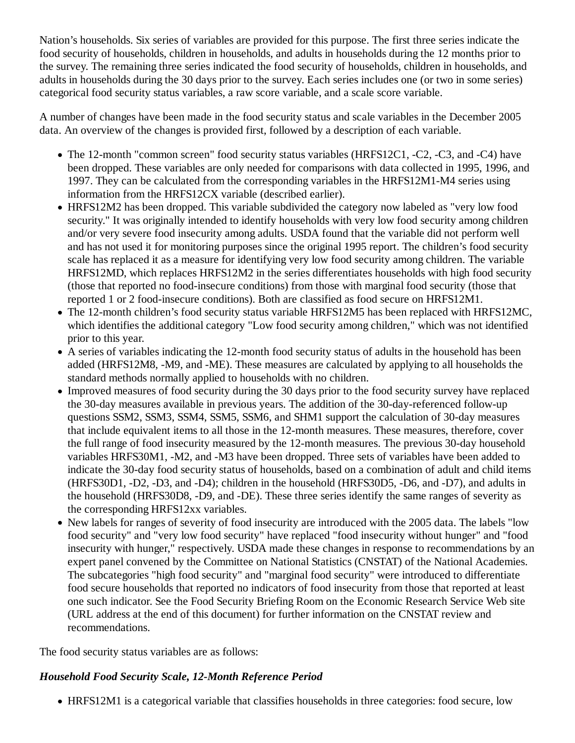Nation's households. Six series of variables are provided for this purpose. The first three series indicate the food security of households, children in households, and adults in households during the 12 months prior to the survey. The remaining three series indicated the food security of households, children in households, and adults in households during the 30 days prior to the survey. Each series includes one (or two in some series) categorical food security status variables, a raw score variable, and a scale score variable.

A number of changes have been made in the food security status and scale variables in the December 2005 data. An overview of the changes is provided first, followed by a description of each variable.

- The 12-month "common screen" food security status variables (HRFS12C1, -C2, -C3, and -C4) have been dropped. These variables are only needed for comparisons with data collected in 1995, 1996, and 1997. They can be calculated from the corresponding variables in the HRFS12M1-M4 series using information from the HRFS12CX variable (described earlier).
- HRFS12M2 has been dropped. This variable subdivided the category now labeled as "very low food security." It was originally intended to identify households with very low food security among children and/or very severe food insecurity among adults. USDA found that the variable did not perform well and has not used it for monitoring purposes since the original 1995 report. The children's food security scale has replaced it as a measure for identifying very low food security among children. The variable HRFS12MD, which replaces HRFS12M2 in the series differentiates households with high food security (those that reported no food-insecure conditions) from those with marginal food security (those that reported 1 or 2 food-insecure conditions). Both are classified as food secure on HRFS12M1.
- The 12-month children's food security status variable HRFS12M5 has been replaced with HRFS12MC, which identifies the additional category "Low food security among children," which was not identified prior to this year.
- A series of variables indicating the 12-month food security status of adults in the household has been added (HRFS12M8, -M9, and -ME). These measures are calculated by applying to all households the standard methods normally applied to households with no children.
- Improved measures of food security during the 30 days prior to the food security survey have replaced the 30-day measures available in previous years. The addition of the 30-day-referenced follow-up questions SSM2, SSM3, SSM4, SSM5, SSM6, and SHM1 support the calculation of 30-day measures that include equivalent items to all those in the 12-month measures. These measures, therefore, cover the full range of food insecurity measured by the 12-month measures. The previous 30-day household variables HRFS30M1, -M2, and -M3 have been dropped. Three sets of variables have been added to indicate the 30-day food security status of households, based on a combination of adult and child items (HRFS30D1, -D2, -D3, and -D4); children in the household (HRFS30D5, -D6, and -D7), and adults in the household (HRFS30D8, -D9, and -DE). These three series identify the same ranges of severity as the corresponding HRFS12xx variables.
- New labels for ranges of severity of food insecurity are introduced with the 2005 data. The labels "low food security" and "very low food security" have replaced "food insecurity without hunger" and "food insecurity with hunger," respectively. USDA made these changes in response to recommendations by an expert panel convened by the Committee on National Statistics (CNSTAT) of the National Academies. The subcategories "high food security" and "marginal food security" were introduced to differentiate food secure households that reported no indicators of food insecurity from those that reported at least one such indicator. See the Food Security Briefing Room on the Economic Research Service Web site (URL address at the end of this document) for further information on the CNSTAT review and recommendations.

The food security status variables are as follows:

***Household Food Security Scale, 12-Month Reference Period***

- HRFS12M1 is a categorical variable that classifies households in three categories: food secure, low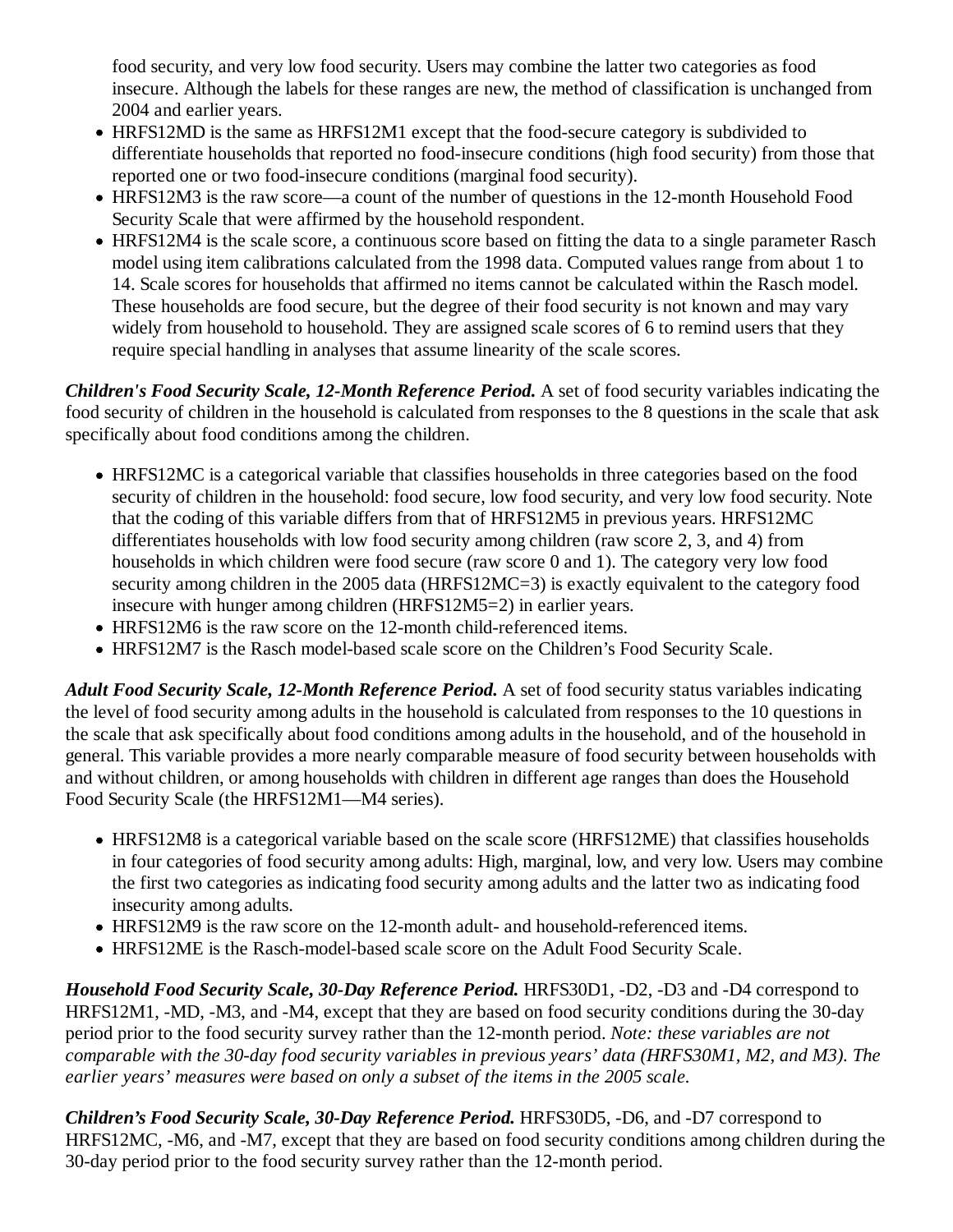food security, and very low food security. Users may combine the latter two categories as food insecure. Although the labels for these ranges are new, the method of classification is unchanged from 2004 and earlier years.

- HRFS12MD is the same as HRFS12M1 except that the food-secure category is subdivided to differentiate households that reported no food-insecure conditions (high food security) from those that reported one or two food-insecure conditions (marginal food security).
- HRFS12M3 is the raw score—a count of the number of questions in the 12-month Household Food Security Scale that were affirmed by the household respondent.
- HRFS12M4 is the scale score, a continuous score based on fitting the data to a single parameter Rasch model using item calibrations calculated from the 1998 data. Computed values range from about 1 to 14. Scale scores for households that affirmed no items cannot be calculated within the Rasch model. These households are food secure, but the degree of their food security is not known and may vary widely from household to household. They are assigned scale scores of 6 to remind users that they require special handling in analyses that assume linearity of the scale scores.

***Children's Food Security Scale, 12-Month Reference Period.*** A set of food security variables indicating the food security of children in the household is calculated from responses to the 8 questions in the scale that ask specifically about food conditions among the children.

- HRFS12MC is a categorical variable that classifies households in three categories based on the food security of children in the household: food secure, low food security, and very low food security. Note that the coding of this variable differs from that of HRFS12M5 in previous years. HRFS12MC differentiates households with low food security among children (raw score 2, 3, and 4) from households in which children were food secure (raw score 0 and 1). The category very low food security among children in the 2005 data (HRFS12MC=3) is exactly equivalent to the category food insecure with hunger among children (HRFS12M5=2) in earlier years.
- HRFS12M6 is the raw score on the 12-month child-referenced items.
- HRFS12M7 is the Rasch model-based scale score on the Children's Food Security Scale.

***Adult Food Security Scale, 12-Month Reference Period.*** A set of food security status variables indicating the level of food security among adults in the household is calculated from responses to the 10 questions in the scale that ask specifically about food conditions among adults in the household, and of the household in general. This variable provides a more nearly comparable measure of food security between households with and without children, or among households with children in different age ranges than does the Household Food Security Scale (the HRFS12M1—M4 series).

- HRFS12M8 is a categorical variable based on the scale score (HRFS12ME) that classifies households in four categories of food security among adults: High, marginal, low, and very low. Users may combine the first two categories as indicating food security among adults and the latter two as indicating food insecurity among adults.
- HRFS12M9 is the raw score on the 12-month adult- and household-referenced items.
- HRFS12ME is the Rasch-model-based scale score on the Adult Food Security Scale.

***Household Food Security Scale, 30-Day Reference Period.*** HRFS30D1, -D2, -D3 and -D4 correspond to HRFS12M1, -MD, -M3, and -M4, except that they are based on food security conditions during the 30-day period prior to the food security survey rather than the 12-month period. *Note: these variables are not comparable with the 30-day food security variables in previous years' data (HRFS30M1, M2, and M3). The earlier years' measures were based on only a subset of the items in the 2005 scale.*

***Children's Food Security Scale, 30-Day Reference Period.*** HRFS30D5, -D6, and -D7 correspond to HRFS12MC, -M6, and -M7, except that they are based on food security conditions among children during the 30-day period prior to the food security survey rather than the 12-month period.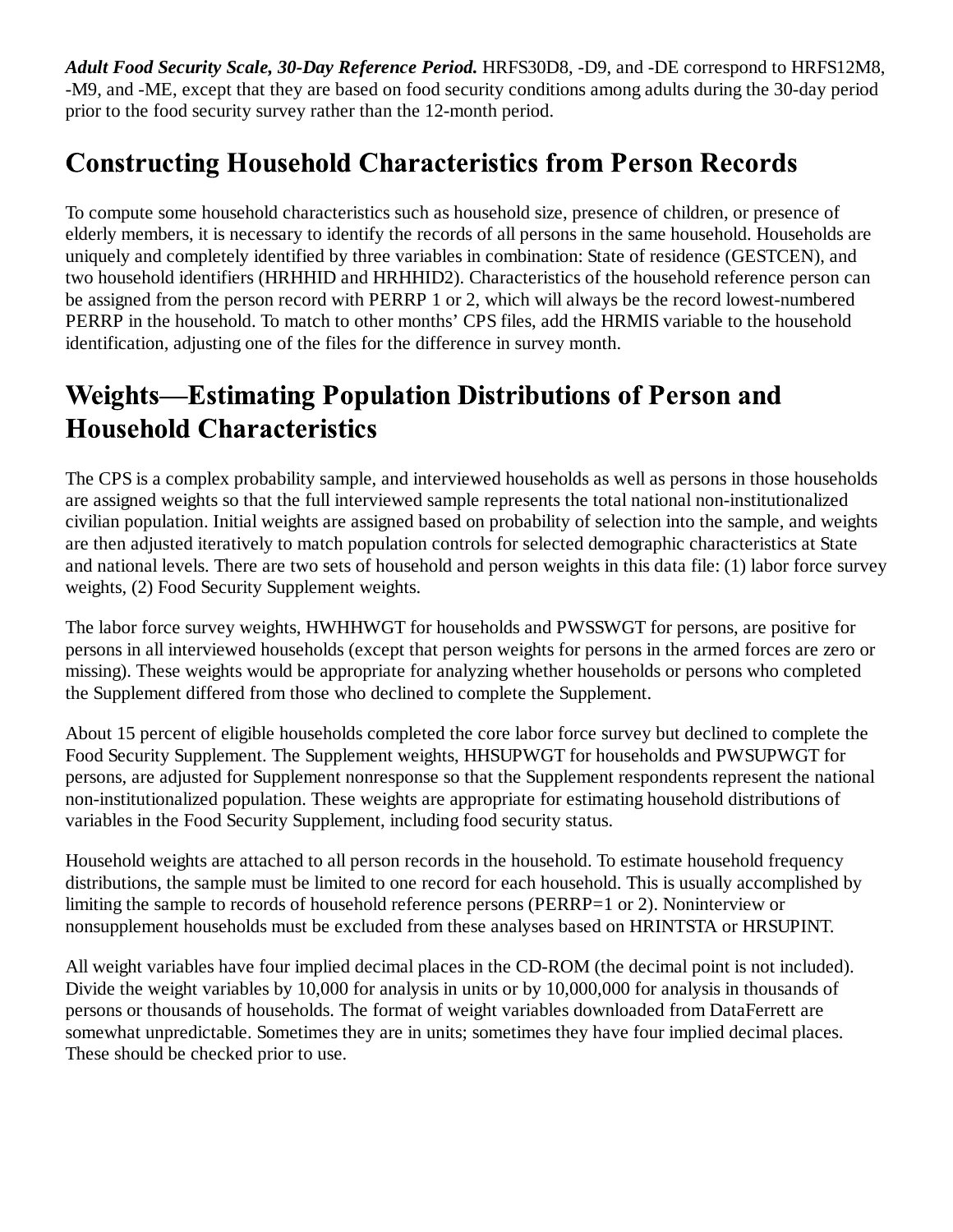***Adult Food Security Scale, 30-Day Reference Period.*** HRFS30D8, -D9, and -DE correspond to HRFS12M8, -M9, and -ME, except that they are based on food security conditions among adults during the 30-day period prior to the food security survey rather than the 12-month period.

## Constructing Household Characteristics from Person Records

To compute some household characteristics such as household size, presence of children, or presence of elderly members, it is necessary to identify the records of all persons in the same household. Households are uniquely and completely identified by three variables in combination: State of residence (GESTCEN), and two household identifiers (HRHHID and HRHHID2). Characteristics of the household reference person can be assigned from the person record with PERRP 1 or 2, which will always be the record lowest-numbered PERRP in the household. To match to other months' CPS files, add the HRMIS variable to the household identification, adjusting one of the files for the difference in survey month.

## Weights—Estimating Population Distributions of Person and Household Characteristics

The CPS is a complex probability sample, and interviewed households as well as persons in those households are assigned weights so that the full interviewed sample represents the total national non-institutionalized civilian population. Initial weights are assigned based on probability of selection into the sample, and weights are then adjusted iteratively to match population controls for selected demographic characteristics at State and national levels. There are two sets of household and person weights in this data file: (1) labor force survey weights, (2) Food Security Supplement weights.

The labor force survey weights, HWHHWGT for households and PWSSWGT for persons, are positive for persons in all interviewed households (except that person weights for persons in the armed forces are zero or missing). These weights would be appropriate for analyzing whether households or persons who completed the Supplement differed from those who declined to complete the Supplement.

About 15 percent of eligible households completed the core labor force survey but declined to complete the Food Security Supplement. The Supplement weights, HHSUPWGT for households and PWSUPWGT for persons, are adjusted for Supplement nonresponse so that the Supplement respondents represent the national non-institutionalized population. These weights are appropriate for estimating household distributions of variables in the Food Security Supplement, including food security status.

Household weights are attached to all person records in the household. To estimate household frequency distributions, the sample must be limited to one record for each household. This is usually accomplished by limiting the sample to records of household reference persons (PERRP=1 or 2). Noninterview or nonsupplement households must be excluded from these analyses based on HRINTSTA or HRSUPINT.

All weight variables have four implied decimal places in the CD-ROM (the decimal point is not included). Divide the weight variables by 10,000 for analysis in units or by 10,000,000 for analysis in thousands of persons or thousands of households. The format of weight variables downloaded from DataFerrett are somewhat unpredictable. Sometimes they are in units; sometimes they have four implied decimal places. These should be checked prior to use.